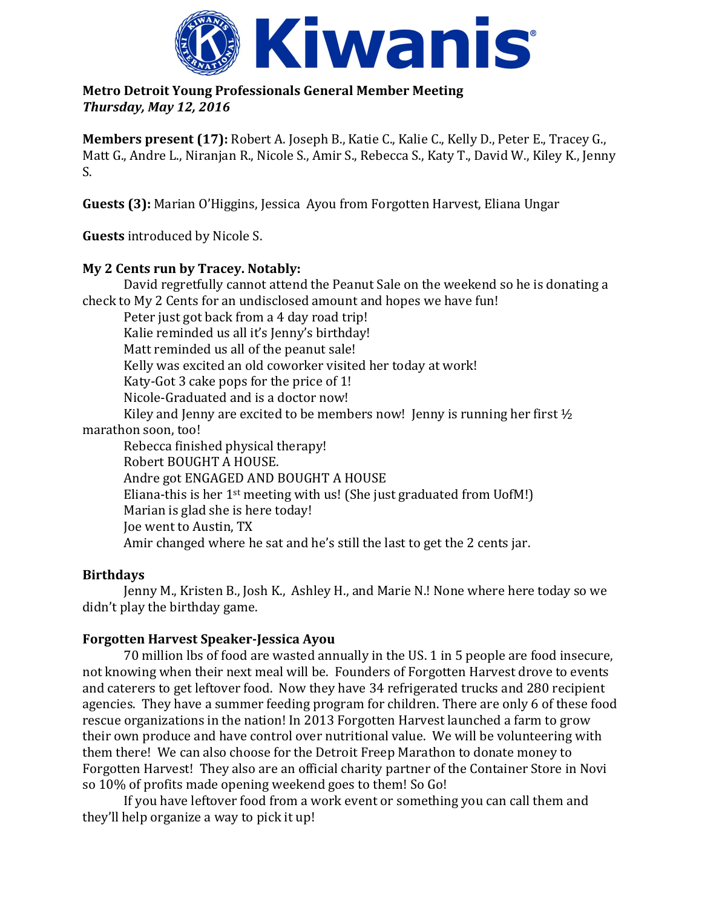# Kiwanis

**Metro Detroit Young Professionals General Member Meeting**
***Thursday, May 12, 2016***

**Members present (17):** Robert A. Joseph B., Katie C., Kalie C., Kelly D., Peter E., Tracey G., Matt G., Andre L., Niranjan R., Nicole S., Amir S., Rebecca S., Katy T., David W., Kiley K., Jenny S.

**Guests (3):** Marian O'Higgins, Jessica Ayou from Forgotten Harvest, Eliana Ungar

**Guests** introduced by Nicole S.

**My 2 Cents run by Tracey. Notably:**

David regretfully cannot attend the Peanut Sale on the weekend so he is donating a check to My 2 Cents for an undisclosed amount and hopes we have fun!

Peter just got back from a 4 day road trip!

Kalie reminded us all it's Jenny's birthday!

Matt reminded us all of the peanut sale!

Kelly was excited an old coworker visited her today at work!

Katy-Got 3 cake pops for the price of 1!

Nicole-Graduated and is a doctor now!

Kiley and Jenny are excited to be members now! Jenny is running her first ½ marathon soon, too!

Rebecca finished physical therapy!

Robert BOUGHT A HOUSE.

Andre got ENGAGED AND BOUGHT A HOUSE

Eliana-this is her 1st meeting with us! (She just graduated from UofM!)

Marian is glad she is here today!

Joe went to Austin, TX

Amir changed where he sat and he's still the last to get the 2 cents jar.

**Birthdays**

Jenny M., Kristen B., Josh K., Ashley H., and Marie N.! None where here today so we didn't play the birthday game.

**Forgotten Harvest Speaker-Jessica Ayou**

70 million lbs of food are wasted annually in the US. 1 in 5 people are food insecure, not knowing when their next meal will be. Founders of Forgotten Harvest drove to events and caterers to get leftover food. Now they have 34 refrigerated trucks and 280 recipient agencies. They have a summer feeding program for children. There are only 6 of these food rescue organizations in the nation! In 2013 Forgotten Harvest launched a farm to grow their own produce and have control over nutritional value. We will be volunteering with them there! We can also choose for the Detroit Freep Marathon to donate money to Forgotten Harvest! They also are an official charity partner of the Container Store in Novi so 10% of profits made opening weekend goes to them! So Go!

If you have leftover food from a work event or something you can call them and they'll help organize a way to pick it up!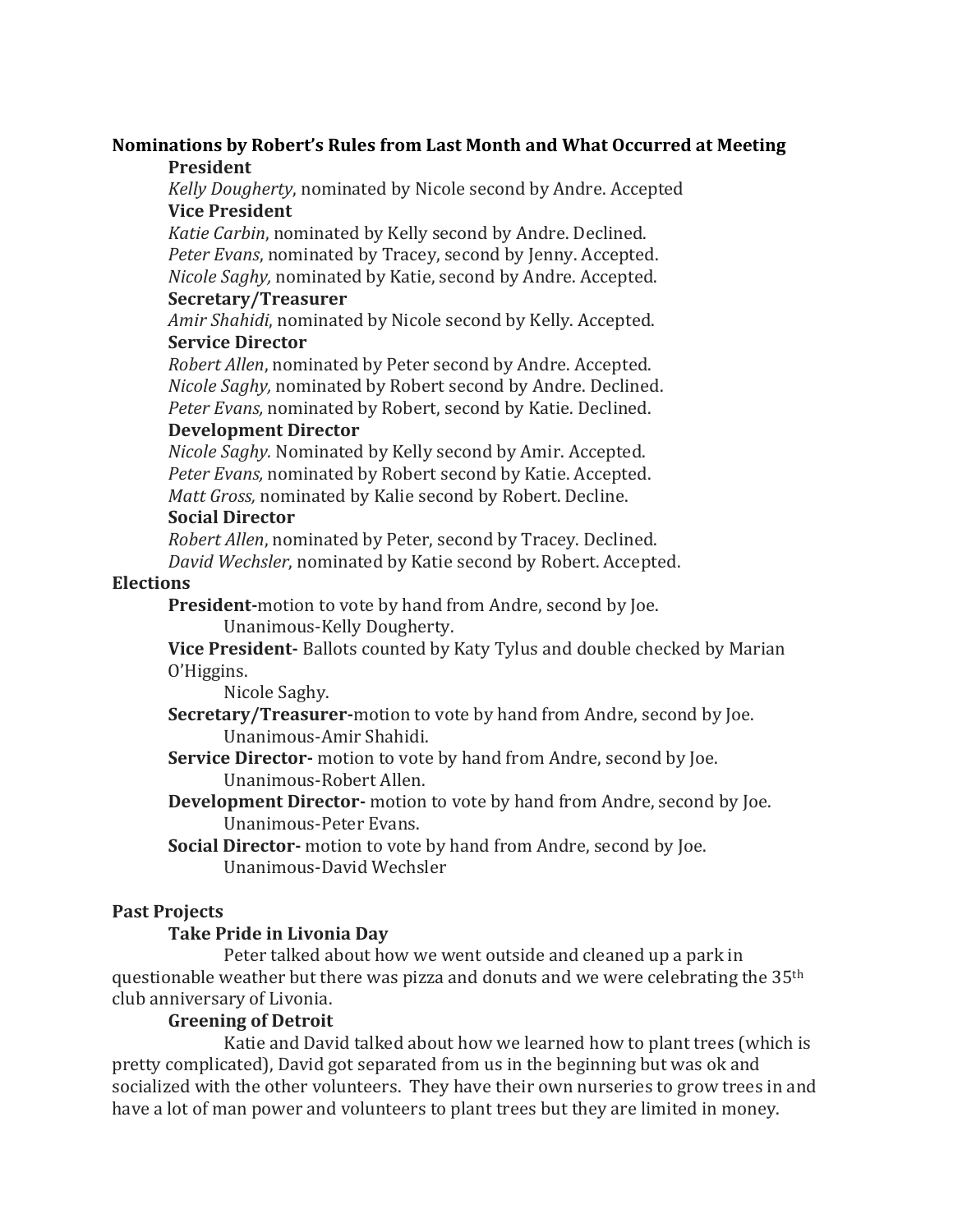## Nominations by Robert's Rules from Last Month and What Occurred at Meeting

### President

*Kelly Dougherty*, nominated by Nicole second by Andre. Accepted

### Vice President

*Katie Carbin*, nominated by Kelly second by Andre. Declined.
*Peter Evans*, nominated by Tracey, second by Jenny. Accepted.
*Nicole Saghy,* nominated by Katie, second by Andre. Accepted.

### Secretary/Treasurer

*Amir Shahidi*, nominated by Nicole second by Kelly. Accepted.

### Service Director

*Robert Allen*, nominated by Peter second by Andre. Accepted.
*Nicole Saghy,* nominated by Robert second by Andre. Declined.
*Peter Evans,* nominated by Robert, second by Katie. Declined.

### Development Director

*Nicole Saghy.* Nominated by Kelly second by Amir. Accepted.
*Peter Evans,* nominated by Robert second by Katie. Accepted.
*Matt Gross,* nominated by Kalie second by Robert. Decline.

### Social Director

*Robert Allen*, nominated by Peter, second by Tracey. Declined.
*David Wechsler*, nominated by Katie second by Robert. Accepted.

## Elections

**President-**motion to vote by hand from Andre, second by Joe.
Unanimous-Kelly Dougherty.

**Vice President-** Ballots counted by Katy Tylus and double checked by Marian O'Higgins.
Nicole Saghy.

**Secretary/Treasurer-**motion to vote by hand from Andre, second by Joe.
Unanimous-Amir Shahidi.

**Service Director-** motion to vote by hand from Andre, second by Joe.
Unanimous-Robert Allen.

**Development Director-** motion to vote by hand from Andre, second by Joe.
Unanimous-Peter Evans.

**Social Director-** motion to vote by hand from Andre, second by Joe.
Unanimous-David Wechsler

## Past Projects

### Take Pride in Livonia Day

Peter talked about how we went outside and cleaned up a park in questionable weather but there was pizza and donuts and we were celebrating the 35th club anniversary of Livonia.

### Greening of Detroit

Katie and David talked about how we learned how to plant trees (which is pretty complicated), David got separated from us in the beginning but was ok and socialized with the other volunteers. They have their own nurseries to grow trees in and have a lot of man power and volunteers to plant trees but they are limited in money.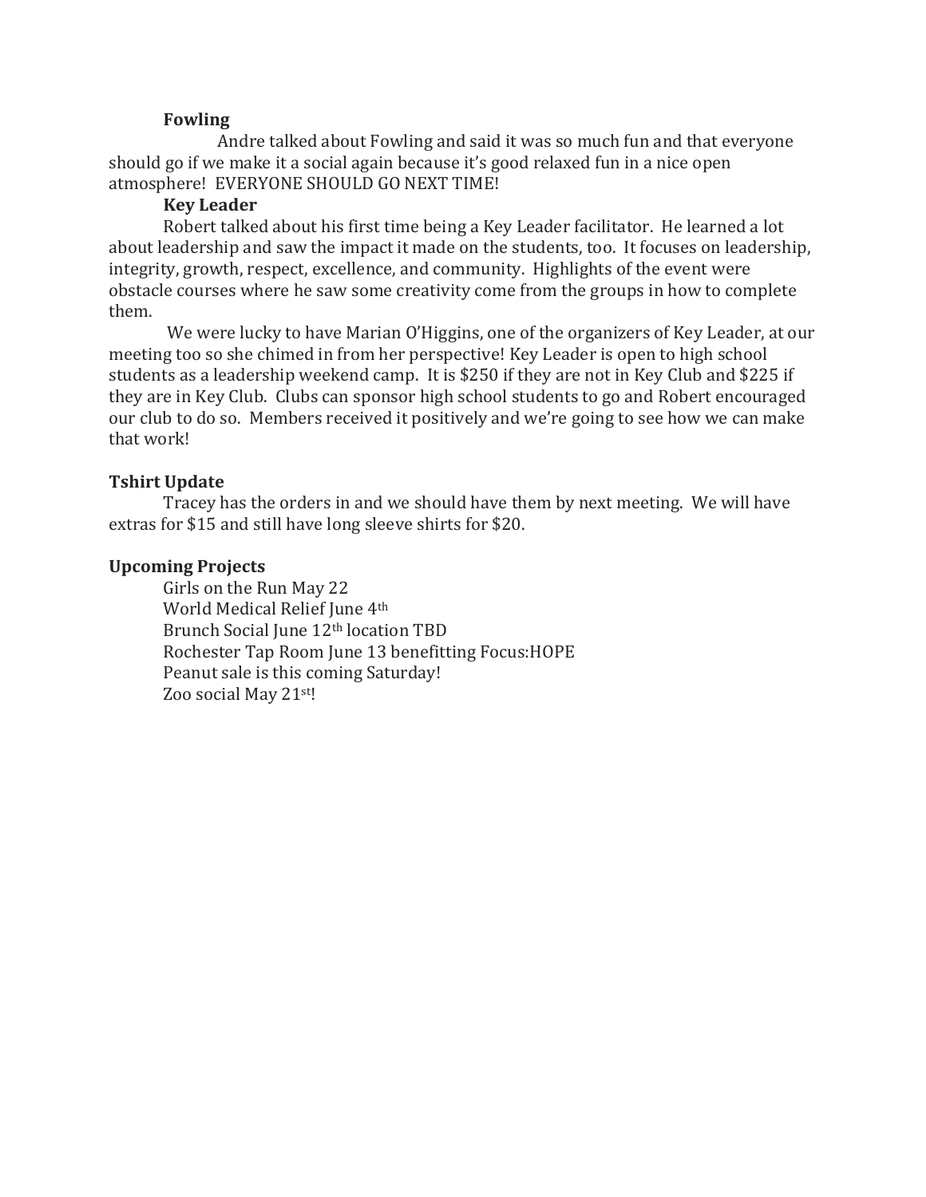### Fowling

Andre talked about Fowling and said it was so much fun and that everyone should go if we make it a social again because it's good relaxed fun in a nice open atmosphere! EVERYONE SHOULD GO NEXT TIME!

### Key Leader

Robert talked about his first time being a Key Leader facilitator. He learned a lot about leadership and saw the impact it made on the students, too. It focuses on leadership, integrity, growth, respect, excellence, and community. Highlights of the event were obstacle courses where he saw some creativity come from the groups in how to complete them.

We were lucky to have Marian O'Higgins, one of the organizers of Key Leader, at our meeting too so she chimed in from her perspective! Key Leader is open to high school students as a leadership weekend camp. It is $250 if they are not in Key Club and $225 if they are in Key Club. Clubs can sponsor high school students to go and Robert encouraged our club to do so. Members received it positively and we're going to see how we can make that work!

## Tshirt Update

Tracey has the orders in and we should have them by next meeting. We will have extras for $15 and still have long sleeve shirts for $20.

## Upcoming Projects

Girls on the Run May 22
World Medical Relief June 4th
Brunch Social June 12th location TBD
Rochester Tap Room June 13 benefitting Focus:HOPE
Peanut sale is this coming Saturday!
Zoo social May 21st!